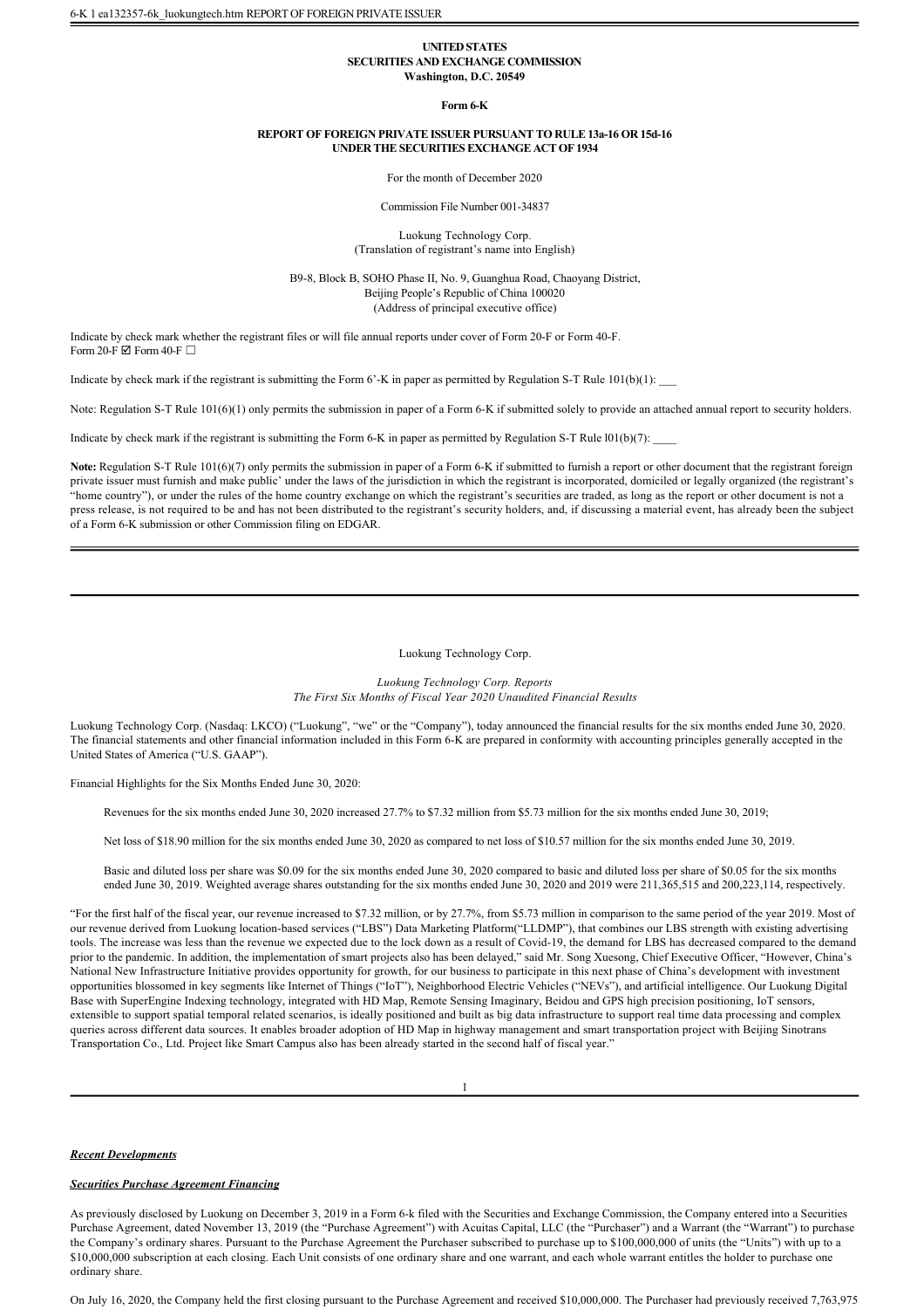UNITED STATES
SECURITIES AND EXCHANGE COMMISSION
Washington, D.C. 20549

**Form 6-K**

**REPORT OF FOREIGN PRIVATE ISSUER PURSUANT TO RULE 13a-16 OR 15d-16 UNDER THE SECURITIES EXCHANGE ACT OF 1934**

For the month of December 2020

Commission File Number 001-34837

Luokung Technology Corp.
(Translation of registrant's name into English)

B9-8, Block B, SOHO Phase II, No. 9, Guanghua Road, Chaoyang District,
Beijing People's Republic of China 100020
(Address of principal executive office)

Indicate by check mark whether the registrant files or will file annual reports under cover of Form 20-F or Form 40-F.
Form 20-F ☑ Form 40-F ☐

Indicate by check mark if the registrant is submitting the Form 6'-K in paper as permitted by Regulation S-T Rule 101(b)(1): ___

Note: Regulation S-T Rule 101(6)(1) only permits the submission in paper of a Form 6-K if submitted solely to provide an attached annual report to security holders.

Indicate by check mark if the registrant is submitting the Form 6-K in paper as permitted by Regulation S-T Rule l01(b)(7): ____

**Note:** Regulation S-T Rule 101(6)(7) only permits the submission in paper of a Form 6-K if submitted to furnish a report or other document that the registrant foreign private issuer must furnish and make public' under the laws of the jurisdiction in which the registrant is incorporated, domiciled or legally organized (the registrant's "home country"), or under the rules of the home country exchange on which the registrant's securities are traded, as long as the report or other document is not a press release, is not required to be and has not been distributed to the registrant's security holders, and, if discussing a material event, has already been the subject of a Form 6-K submission or other Commission filing on EDGAR.

---

Luokung Technology Corp.

*Luokung Technology Corp. Reports*
*The First Six Months of Fiscal Year 2020 Unaudited Financial Results*

Luokung Technology Corp. (Nasdaq: LKCO) ("Luokung", "we" or the "Company"), today announced the financial results for the six months ended June 30, 2020. The financial statements and other financial information included in this Form 6-K are prepared in conformity with accounting principles generally accepted in the United States of America ("U.S. GAAP").

Financial Highlights for the Six Months Ended June 30, 2020:

Revenues for the six months ended June 30, 2020 increased 27.7% to $7.32 million from $5.73 million for the six months ended June 30, 2019;

Net loss of $18.90 million for the six months ended June 30, 2020 as compared to net loss of $10.57 million for the six months ended June 30, 2019.

Basic and diluted loss per share was $0.09 for the six months ended June 30, 2020 compared to basic and diluted loss per share of $0.05 for the six months ended June 30, 2019. Weighted average shares outstanding for the six months ended June 30, 2020 and 2019 were 211,365,515 and 200,223,114, respectively.

"For the first half of the fiscal year, our revenue increased to $7.32 million, or by 27.7%, from $5.73 million in comparison to the same period of the year 2019. Most of our revenue derived from Luokung location-based services ("LBS") Data Marketing Platform("LLDMP"), that combines our LBS strength with existing advertising tools. The increase was less than the revenue we expected due to the lock down as a result of Covid-19, the demand for LBS has decreased compared to the demand prior to the pandemic. In addition, the implementation of smart projects also has been delayed," said Mr. Song Xuesong, Chief Executive Officer, "However, China's National New Infrastructure Initiative provides opportunity for growth, for our business to participate in this next phase of China's development with investment opportunities blossomed in key segments like Internet of Things ("IoT"), Neighborhood Electric Vehicles ("NEVs"), and artificial intelligence. Our Luokung Digital Base with SuperEngine Indexing technology, integrated with HD Map, Remote Sensing Imaginary, Beidou and GPS high precision positioning, IoT sensors, extensible to support spatial temporal related scenarios, is ideally positioned and built as big data infrastructure to support real time data processing and complex queries across different data sources. It enables broader adoption of HD Map in highway management and smart transportation project with Beijing Sinotrans Transportation Co., Ltd. Project like Smart Campus also has been already started in the second half of fiscal year."

***Recent Developments***

***Securities Purchase Agreement Financing***

As previously disclosed by Luokung on December 3, 2019 in a Form 6-k filed with the Securities and Exchange Commission, the Company entered into a Securities Purchase Agreement, dated November 13, 2019 (the "Purchase Agreement") with Acuitas Capital, LLC (the "Purchaser") and a Warrant (the "Warrant") to purchase the Company's ordinary shares. Pursuant to the Purchase Agreement the Purchaser subscribed to purchase up to $100,000,000 of units (the "Units") with up to a $10,000,000 subscription at each closing. Each Unit consists of one ordinary share and one warrant, and each whole warrant entitles the holder to purchase one ordinary share.

On July 16, 2020, the Company held the first closing pursuant to the Purchase Agreement and received $10,000,000. The Purchaser had previously received 7,763,975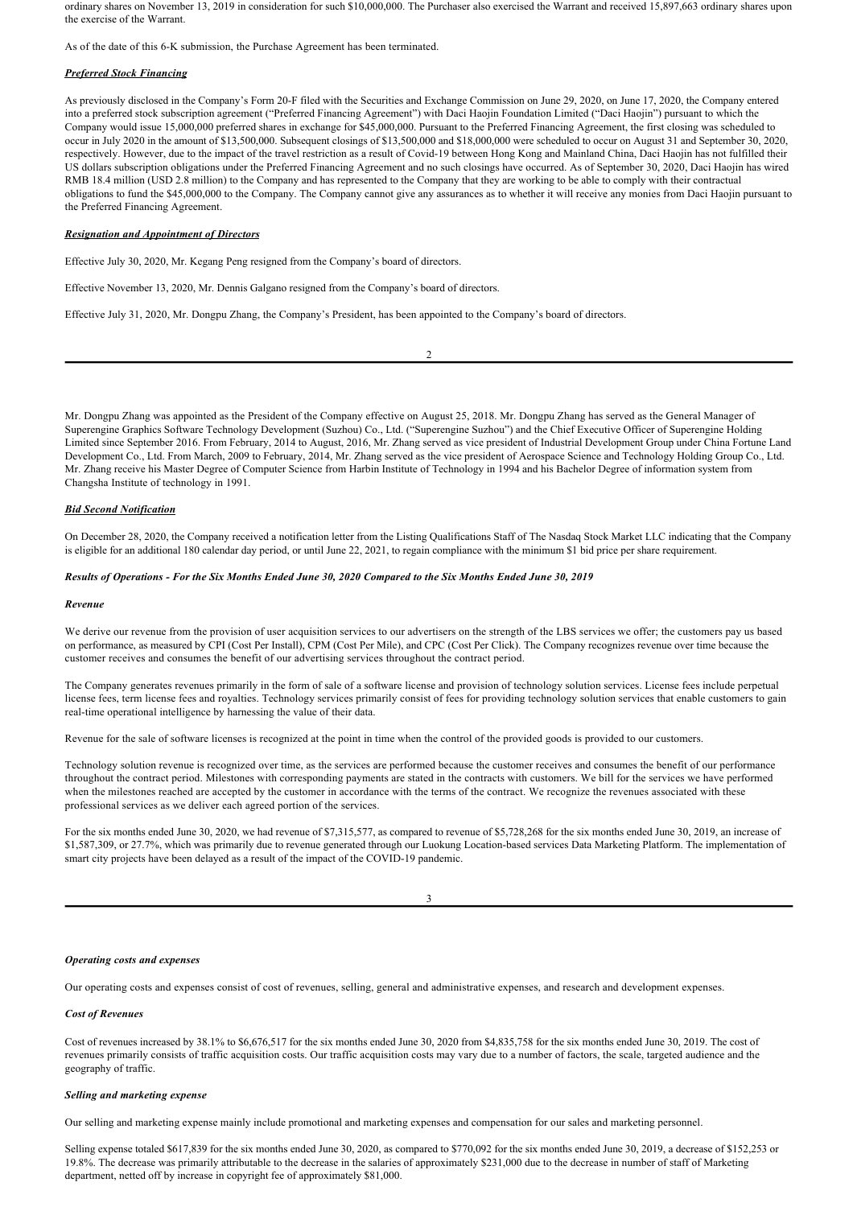ordinary shares on November 13, 2019 in consideration for such $10,000,000. The Purchaser also exercised the Warrant and received 15,897,663 ordinary shares upon the exercise of the Warrant.

As of the date of this 6-K submission, the Purchase Agreement has been terminated.

***Preferred Stock Financing***

As previously disclosed in the Company's Form 20-F filed with the Securities and Exchange Commission on June 29, 2020, on June 17, 2020, the Company entered into a preferred stock subscription agreement ("Preferred Financing Agreement") with Daci Haojin Foundation Limited ("Daci Haojin") pursuant to which the Company would issue 15,000,000 preferred shares in exchange for $45,000,000. Pursuant to the Preferred Financing Agreement, the first closing was scheduled to occur in July 2020 in the amount of $13,500,000. Subsequent closings of $13,500,000 and $18,000,000 were scheduled to occur on August 31 and September 30, 2020, respectively. However, due to the impact of the travel restriction as a result of Covid-19 between Hong Kong and Mainland China, Daci Haojin has not fulfilled their US dollars subscription obligations under the Preferred Financing Agreement and no such closings have occurred. As of September 30, 2020, Daci Haojin has wired RMB 18.4 million (USD 2.8 million) to the Company and has represented to the Company that they are working to be able to comply with their contractual obligations to fund the $45,000,000 to the Company. The Company cannot give any assurances as to whether it will receive any monies from Daci Haojin pursuant to the Preferred Financing Agreement.

***Resignation and Appointment of Directors***

Effective July 30, 2020, Mr. Kegang Peng resigned from the Company's board of directors.

Effective November 13, 2020, Mr. Dennis Galgano resigned from the Company's board of directors.

Effective July 31, 2020, Mr. Dongpu Zhang, the Company's President, has been appointed to the Company's board of directors.

Mr. Dongpu Zhang was appointed as the President of the Company effective on August 25, 2018. Mr. Dongpu Zhang has served as the General Manager of Superengine Graphics Software Technology Development (Suzhou) Co., Ltd. ("Superengine Suzhou") and the Chief Executive Officer of Superengine Holding Limited since September 2016. From February, 2014 to August, 2016, Mr. Zhang served as vice president of Industrial Development Group under China Fortune Land Development Co., Ltd. From March, 2009 to February, 2014, Mr. Zhang served as the vice president of Aerospace Science and Technology Holding Group Co., Ltd. Mr. Zhang receive his Master Degree of Computer Science from Harbin Institute of Technology in 1994 and his Bachelor Degree of information system from Changsha Institute of technology in 1991.

***Bid Second Notification***

On December 28, 2020, the Company received a notification letter from the Listing Qualifications Staff of The Nasdaq Stock Market LLC indicating that the Company is eligible for an additional 180 calendar day period, or until June 22, 2021, to regain compliance with the minimum $1 bid price per share requirement.

***Results of Operations - For the Six Months Ended June 30, 2020 Compared to the Six Months Ended June 30, 2019***

***Revenue***

We derive our revenue from the provision of user acquisition services to our advertisers on the strength of the LBS services we offer; the customers pay us based on performance, as measured by CPI (Cost Per Install), CPM (Cost Per Mile), and CPC (Cost Per Click). The Company recognizes revenue over time because the customer receives and consumes the benefit of our advertising services throughout the contract period.

The Company generates revenues primarily in the form of sale of a software license and provision of technology solution services. License fees include perpetual license fees, term license fees and royalties. Technology services primarily consist of fees for providing technology solution services that enable customers to gain real-time operational intelligence by harnessing the value of their data.

Revenue for the sale of software licenses is recognized at the point in time when the control of the provided goods is provided to our customers.

Technology solution revenue is recognized over time, as the services are performed because the customer receives and consumes the benefit of our performance throughout the contract period. Milestones with corresponding payments are stated in the contracts with customers. We bill for the services we have performed when the milestones reached are accepted by the customer in accordance with the terms of the contract. We recognize the revenues associated with these professional services as we deliver each agreed portion of the services.

For the six months ended June 30, 2020, we had revenue of $7,315,577, as compared to revenue of $5,728,268 for the six months ended June 30, 2019, an increase of $1,587,309, or 27.7%, which was primarily due to revenue generated through our Luokung Location-based services Data Marketing Platform. The implementation of smart city projects have been delayed as a result of the impact of the COVID-19 pandemic.

***Operating costs and expenses***

Our operating costs and expenses consist of cost of revenues, selling, general and administrative expenses, and research and development expenses.

***Cost of Revenues***

Cost of revenues increased by 38.1% to $6,676,517 for the six months ended June 30, 2020 from $4,835,758 for the six months ended June 30, 2019. The cost of revenues primarily consists of traffic acquisition costs. Our traffic acquisition costs may vary due to a number of factors, the scale, targeted audience and the geography of traffic.

***Selling and marketing expense***

Our selling and marketing expense mainly include promotional and marketing expenses and compensation for our sales and marketing personnel.

Selling expense totaled $617,839 for the six months ended June 30, 2020, as compared to $770,092 for the six months ended June 30, 2019, a decrease of $152,253 or 19.8%. The decrease was primarily attributable to the decrease in the salaries of approximately $231,000 due to the decrease in number of staff of Marketing department, netted off by increase in copyright fee of approximately $81,000.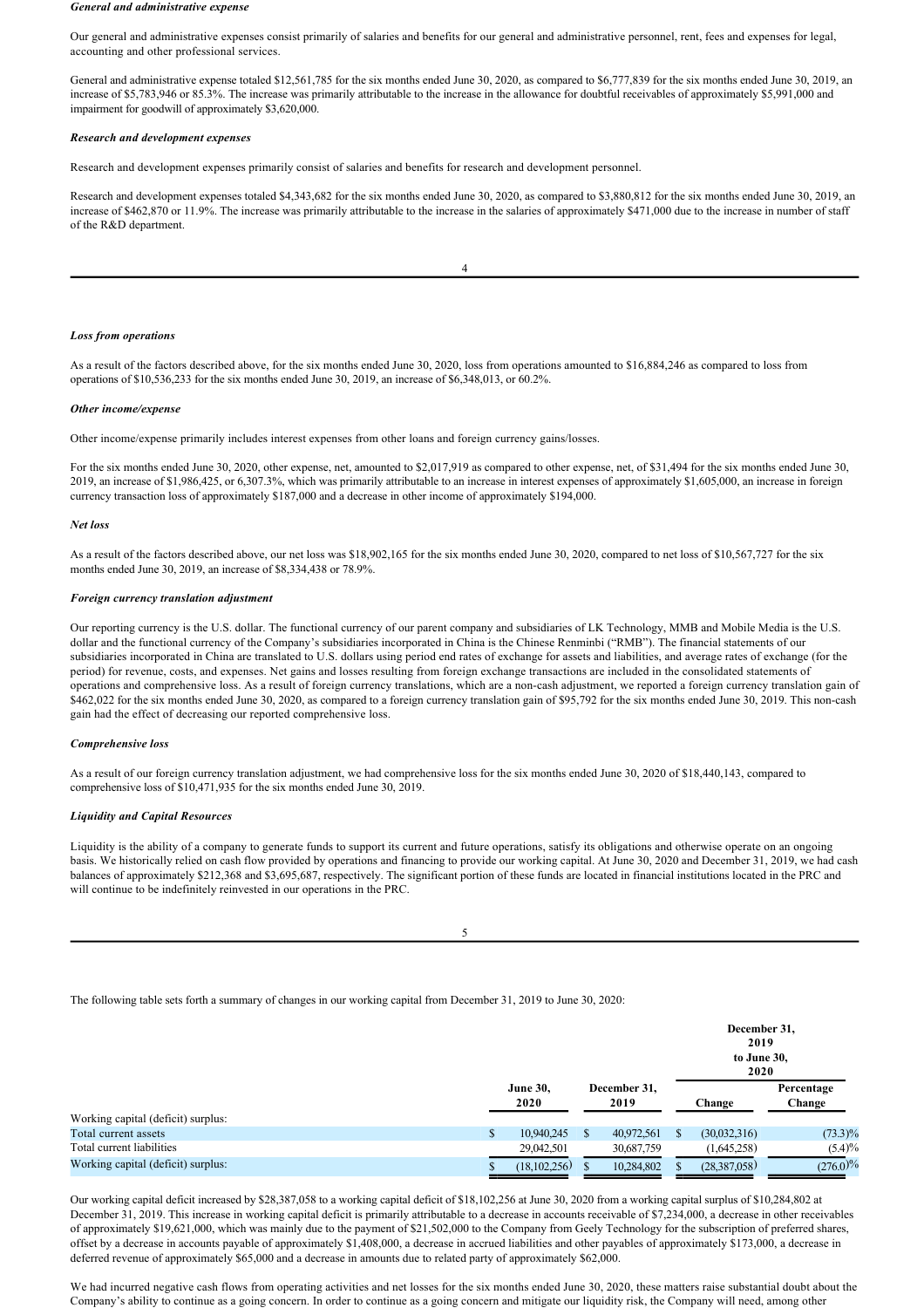***General and administrative expense***

Our general and administrative expenses consist primarily of salaries and benefits for our general and administrative personnel, rent, fees and expenses for legal, accounting and other professional services.

General and administrative expense totaled $12,561,785 for the six months ended June 30, 2020, as compared to $6,777,839 for the six months ended June 30, 2019, an increase of $5,783,946 or 85.3%. The increase was primarily attributable to the increase in the allowance for doubtful receivables of approximately $5,991,000 and impairment for goodwill of approximately $3,620,000.

***Research and development expenses***

Research and development expenses primarily consist of salaries and benefits for research and development personnel.

Research and development expenses totaled $4,343,682 for the six months ended June 30, 2020, as compared to $3,880,812 for the six months ended June 30, 2019, an increase of $462,870 or 11.9%. The increase was primarily attributable to the increase in the salaries of approximately $471,000 due to the increase in number of staff of the R&D department.

***Loss from operations***

As a result of the factors described above, for the six months ended June 30, 2020, loss from operations amounted to $16,884,246 as compared to loss from operations of $10,536,233 for the six months ended June 30, 2019, an increase of $6,348,013, or 60.2%.

***Other income/expense***

Other income/expense primarily includes interest expenses from other loans and foreign currency gains/losses.

For the six months ended June 30, 2020, other expense, net, amounted to $2,017,919 as compared to other expense, net, of $31,494 for the six months ended June 30, 2019, an increase of $1,986,425, or 6,307.3%, which was primarily attributable to an increase in interest expenses of approximately $1,605,000, an increase in foreign currency transaction loss of approximately $187,000 and a decrease in other income of approximately $194,000.

***Net loss***

As a result of the factors described above, our net loss was $18,902,165 for the six months ended June 30, 2020, compared to net loss of $10,567,727 for the six months ended June 30, 2019, an increase of $8,334,438 or 78.9%.

***Foreign currency translation adjustment***

Our reporting currency is the U.S. dollar. The functional currency of our parent company and subsidiaries of LK Technology, MMB and Mobile Media is the U.S. dollar and the functional currency of the Company's subsidiaries incorporated in China is the Chinese Renminbi ("RMB"). The financial statements of our subsidiaries incorporated in China are translated to U.S. dollars using period end rates of exchange for assets and liabilities, and average rates of exchange (for the period) for revenue, costs, and expenses. Net gains and losses resulting from foreign exchange transactions are included in the consolidated statements of operations and comprehensive loss. As a result of foreign currency translations, which are a non-cash adjustment, we reported a foreign currency translation gain of $462,022 for the six months ended June 30, 2020, as compared to a foreign currency translation gain of $95,792 for the six months ended June 30, 2019. This non-cash gain had the effect of decreasing our reported comprehensive loss.

***Comprehensive loss***

As a result of our foreign currency translation adjustment, we had comprehensive loss for the six months ended June 30, 2020 of $18,440,143, compared to comprehensive loss of $10,471,935 for the six months ended June 30, 2019.

***Liquidity and Capital Resources***

Liquidity is the ability of a company to generate funds to support its current and future operations, satisfy its obligations and otherwise operate on an ongoing basis. We historically relied on cash flow provided by operations and financing to provide our working capital. At June 30, 2020 and December 31, 2019, we had cash balances of approximately $212,368 and $3,695,687, respectively. The significant portion of these funds are located in financial institutions located in the PRC and will continue to be indefinitely reinvested in our operations in the PRC.

The following table sets forth a summary of changes in our working capital from December 31, 2019 to June 30, 2020:

| | June 30, 2020 | December 31, 2019 | December 31, 2019 to June 30, 2020 Change | Percentage Change |
|---|---|---|---|---|
| Working capital (deficit) surplus: | | | | |
| Total current assets | $ 10,940,245 | $ 40,972,561 | $ (30,032,316) | (73.3)% |
| Total current liabilities | 29,042,501 | 30,687,759 | (1,645,258) | (5.4)% |
| Working capital (deficit) surplus: | $ (18,102,256) | $ 10,284,802 | $ (28,387,058) | (276.0)% |

Our working capital deficit increased by $28,387,058 to a working capital deficit of $18,102,256 at June 30, 2020 from a working capital surplus of $10,284,802 at December 31, 2019. This increase in working capital deficit is primarily attributable to a decrease in accounts receivable of $7,234,000, a decrease in other receivables of approximately $19,621,000, which was mainly due to the payment of $21,502,000 to the Company from Geely Technology for the subscription of preferred shares, offset by a decrease in accounts payable of approximately $1,408,000, a decrease in accrued liabilities and other payables of approximately $173,000, a decrease in deferred revenue of approximately $65,000 and a decrease in amounts due to related party of approximately $62,000.

We had incurred negative cash flows from operating activities and net losses for the six months ended June 30, 2020, these matters raise substantial doubt about the Company's ability to continue as a going concern. In order to continue as a going concern and mitigate our liquidity risk, the Company will need, among other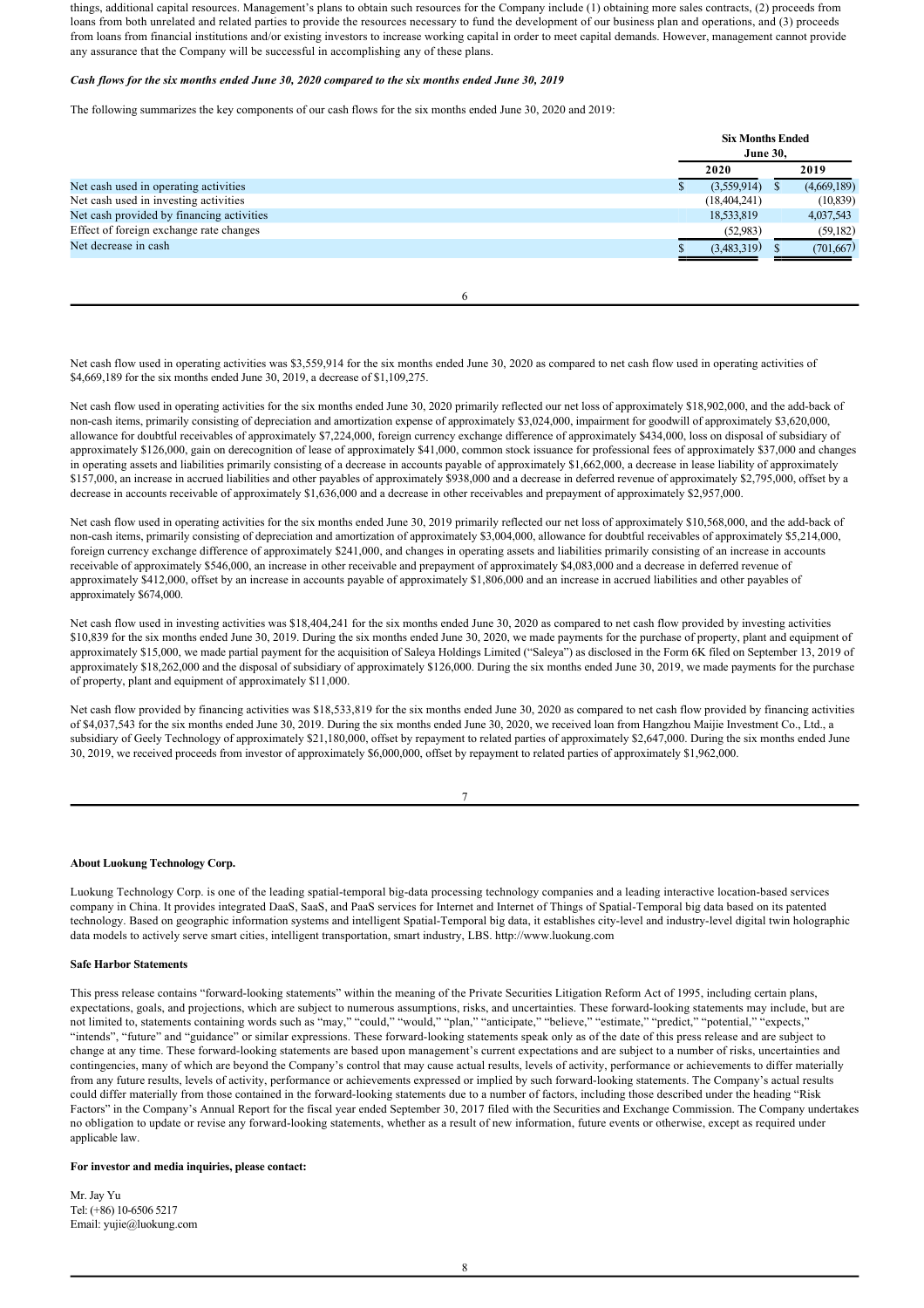things, additional capital resources. Management's plans to obtain such resources for the Company include (1) obtaining more sales contracts, (2) proceeds from loans from both unrelated and related parties to provide the resources necessary to fund the development of our business plan and operations, and (3) proceeds from loans from financial institutions and/or existing investors to increase working capital in order to meet capital demands. However, management cannot provide any assurance that the Company will be successful in accomplishing any of these plans.

***Cash flows for the six months ended June 30, 2020 compared to the six months ended June 30, 2019***

The following summarizes the key components of our cash flows for the six months ended June 30, 2020 and 2019:

| | Six Months Ended June 30, | |
|---|---|---|
| | 2020 | 2019 |
| Net cash used in operating activities | $ (3,559,914) | $ (4,669,189) |
| Net cash used in investing activities | (18,404,241) | (10,839) |
| Net cash provided by financing activities | 18,533,819 | 4,037,543 |
| Effect of foreign exchange rate changes | (52,983) | (59,182) |
| Net decrease in cash | $ (3,483,319) | $ (701,667) |

Net cash flow used in operating activities was $3,559,914 for the six months ended June 30, 2020 as compared to net cash flow used in operating activities of $4,669,189 for the six months ended June 30, 2019, a decrease of $1,109,275.

Net cash flow used in operating activities for the six months ended June 30, 2020 primarily reflected our net loss of approximately $18,902,000, and the add-back of non-cash items, primarily consisting of depreciation and amortization expense of approximately $3,024,000, impairment for goodwill of approximately $3,620,000, allowance for doubtful receivables of approximately $7,224,000, foreign currency exchange difference of approximately $434,000, loss on disposal of subsidiary of approximately $126,000, gain on derecognition of lease of approximately $41,000, common stock issuance for professional fees of approximately $37,000 and changes in operating assets and liabilities primarily consisting of a decrease in accounts payable of approximately $1,662,000, a decrease in lease liability of approximately $157,000, an increase in accrued liabilities and other payables of approximately $938,000 and a decrease in deferred revenue of approximately $2,795,000, offset by a decrease in accounts receivable of approximately $1,636,000 and a decrease in other receivables and prepayment of approximately $2,957,000.

Net cash flow used in operating activities for the six months ended June 30, 2019 primarily reflected our net loss of approximately $10,568,000, and the add-back of non-cash items, primarily consisting of depreciation and amortization of approximately $3,004,000, allowance for doubtful receivables of approximately $5,214,000, foreign currency exchange difference of approximately $241,000, and changes in operating assets and liabilities primarily consisting of an increase in accounts receivable of approximately $546,000, an increase in other receivable and prepayment of approximately $4,083,000 and a decrease in deferred revenue of approximately $412,000, offset by an increase in accounts payable of approximately $1,806,000 and an increase in accrued liabilities and other payables of approximately $674,000.

Net cash flow used in investing activities was $18,404,241 for the six months ended June 30, 2020 as compared to net cash flow provided by investing activities $10,839 for the six months ended June 30, 2019. During the six months ended June 30, 2020, we made payments for the purchase of property, plant and equipment of approximately $15,000, we made partial payment for the acquisition of Saleya Holdings Limited ("Saleya") as disclosed in the Form 6K filed on September 13, 2019 of approximately $18,262,000 and the disposal of subsidiary of approximately $126,000. During the six months ended June 30, 2019, we made payments for the purchase of property, plant and equipment of approximately $11,000.

Net cash flow provided by financing activities was $18,533,819 for the six months ended June 30, 2020 as compared to net cash flow provided by financing activities of $4,037,543 for the six months ended June 30, 2019. During the six months ended June 30, 2020, we received loan from Hangzhou Maijie Investment Co., Ltd., a subsidiary of Geely Technology of approximately $21,180,000, offset by repayment to related parties of approximately $2,647,000. During the six months ended June 30, 2019, we received proceeds from investor of approximately $6,000,000, offset by repayment to related parties of approximately $1,962,000.

**About Luokung Technology Corp.**

Luokung Technology Corp. is one of the leading spatial-temporal big-data processing technology companies and a leading interactive location-based services company in China. It provides integrated DaaS, SaaS, and PaaS services for Internet and Internet of Things of Spatial-Temporal big data based on its patented technology. Based on geographic information systems and intelligent Spatial-Temporal big data, it establishes city-level and industry-level digital twin holographic data models to actively serve smart cities, intelligent transportation, smart industry, LBS. http://www.luokung.com

**Safe Harbor Statements**

This press release contains "forward-looking statements" within the meaning of the Private Securities Litigation Reform Act of 1995, including certain plans, expectations, goals, and projections, which are subject to numerous assumptions, risks, and uncertainties. These forward-looking statements may include, but are not limited to, statements containing words such as "may," "could," "would," "plan," "anticipate," "believe," "estimate," "predict," "potential," "expects," "intends", "future" and "guidance" or similar expressions. These forward-looking statements speak only as of the date of this press release and are subject to change at any time. These forward-looking statements are based upon management's current expectations and are subject to a number of risks, uncertainties and contingencies, many of which are beyond the Company's control that may cause actual results, levels of activity, performance or achievements to differ materially from any future results, levels of activity, performance or achievements expressed or implied by such forward-looking statements. The Company's actual results could differ materially from those contained in the forward-looking statements due to a number of factors, including those described under the heading "Risk Factors" in the Company's Annual Report for the fiscal year ended September 30, 2017 filed with the Securities and Exchange Commission. The Company undertakes no obligation to update or revise any forward-looking statements, whether as a result of new information, future events or otherwise, except as required under applicable law.

**For investor and media inquiries, please contact:**

Mr. Jay Yu
Tel: (+86) 10-6506 5217
Email: yujie@luokung.com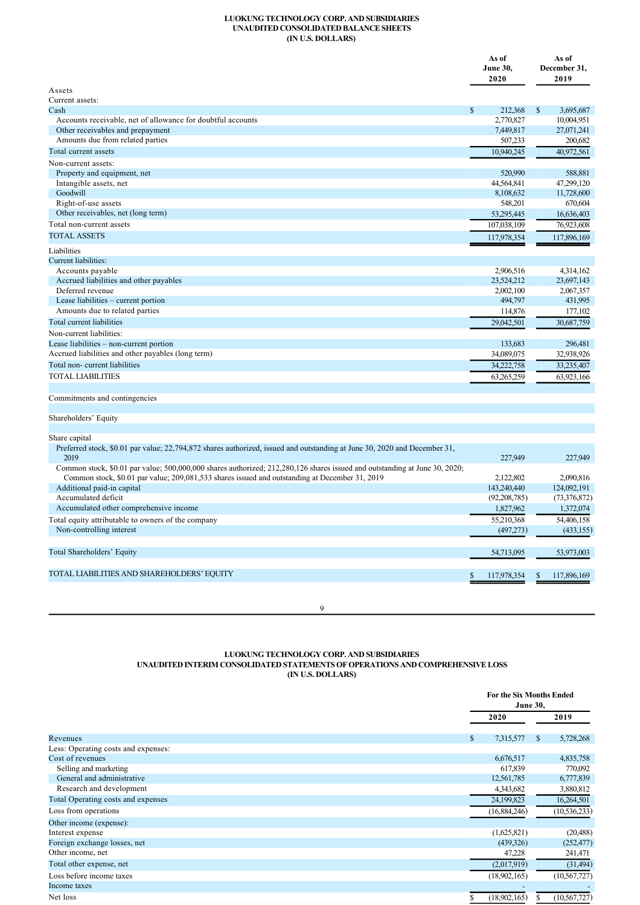**LUOKUNG TECHNOLOGY CORP. AND SUBSIDIARIES**
**UNAUDITED CONSOLIDATED BALANCE SHEETS**
**(IN U.S. DOLLARS)**

| | As of June 30, 2020 | As of December 31, 2019 |
|---|---|---|
| Assets | | |
| Current assets: | | |
| Cash | $ 212,368 | $ 3,695,687 |
| Accounts receivable, net of allowance for doubtful accounts | 2,770,827 | 10,004,951 |
| Other receivables and prepayment | 7,449,817 | 27,071,241 |
| Amounts due from related parties | 507,233 | 200,682 |
| Total current assets | 10,940,245 | 40,972,561 |
| Non-current assets: | | |
| Property and equipment, net | 520,990 | 588,881 |
| Intangible assets, net | 44,564,841 | 47,299,120 |
| Goodwill | 8,108,632 | 11,728,600 |
| Right-of-use assets | 548,201 | 670,604 |
| Other receivables, net (long term) | 53,295,445 | 16,636,403 |
| Total non-current assets | 107,038,109 | 76,923,608 |
| TOTAL ASSETS | 117,978,354 | 117,896,169 |
| Liabilities | | |
| Current liabilities: | | |
| Accounts payable | 2,906,516 | 4,314,162 |
| Accrued liabilities and other payables | 23,524,212 | 23,697,143 |
| Deferred revenue | 2,002,100 | 2,067,357 |
| Lease liabilities – current portion | 494,797 | 431,995 |
| Amounts due to related parties | 114,876 | 177,102 |
| Total current liabilities | 29,042,501 | 30,687,759 |
| Non-current liabilities: | | |
| Lease liabilities – non-current portion | 133,683 | 296,481 |
| Accrued liabilities and other payables (long term) | 34,089,075 | 32,938,926 |
| Total non- current liabilities | 34,222,758 | 33,235,407 |
| TOTAL LIABILITIES | 63,265,259 | 63,923,166 |
| Commitments and contingencies | | |
| Shareholders' Equity | | |
| Share capital | | |
| Preferred stock, $0.01 par value; 22,794,872 shares authorized, issued and outstanding at June 30, 2020 and December 31, 2019 | 227,949 | 227,949 |
| Common stock, $0.01 par value; 500,000,000 shares authorized; 212,280,126 shares issued and outstanding at June 30, 2020; Common stock, $0.01 par value; 209,081,533 shares issued and outstanding at December 31, 2019 | 2,122,802 | 2,090,816 |
| Additional paid-in capital | 143,240,440 | 124,092,191 |
| Accumulated deficit | (92,208,785) | (73,376,872) |
| Accumulated other comprehensive income | 1,827,962 | 1,372,074 |
| Total equity attributable to owners of the company | 55,210,368 | 54,406,158 |
| Non-controlling interest | (497,273) | (433,155) |
| Total Shareholders' Equity | 54,713,095 | 53,973,003 |
| TOTAL LIABILITIES AND SHAREHOLDERS' EQUITY | $ 117,978,354 | $ 117,896,169 |

**LUOKUNG TECHNOLOGY CORP. AND SUBSIDIARIES**
**UNAUDITED INTERIM CONSOLIDATED STATEMENTS OF OPERATIONS AND COMPREHENSIVE LOSS**
**(IN U.S. DOLLARS)**

| | For the Six Months Ended June 30, | |
|---|---|---|
| | 2020 | 2019 |
| Revenues | $ 7,315,577 | $ 5,728,268 |
| Less: Operating costs and expenses: | | |
| Cost of revenues | 6,676,517 | 4,835,758 |
| Selling and marketing | 617,839 | 770,092 |
| General and administrative | 12,561,785 | 6,777,839 |
| Research and development | 4,343,682 | 3,880,812 |
| Total Operating costs and expenses | 24,199,823 | 16,264,501 |
| Loss from operations | (16,884,246) | (10,536,233) |
| Other income (expense): | | |
| Interest expense | (1,625,821) | (20,488) |
| Foreign exchange losses, net | (439,326) | (252,477) |
| Other income, net | 47,228 | 241,471 |
| Total other expense, net | (2,017,919) | (31,494) |
| Loss before income taxes | (18,902,165) | (10,567,727) |
| Income taxes | - | - |
| Net loss | $ (18,902,165) | $ (10,567,727) |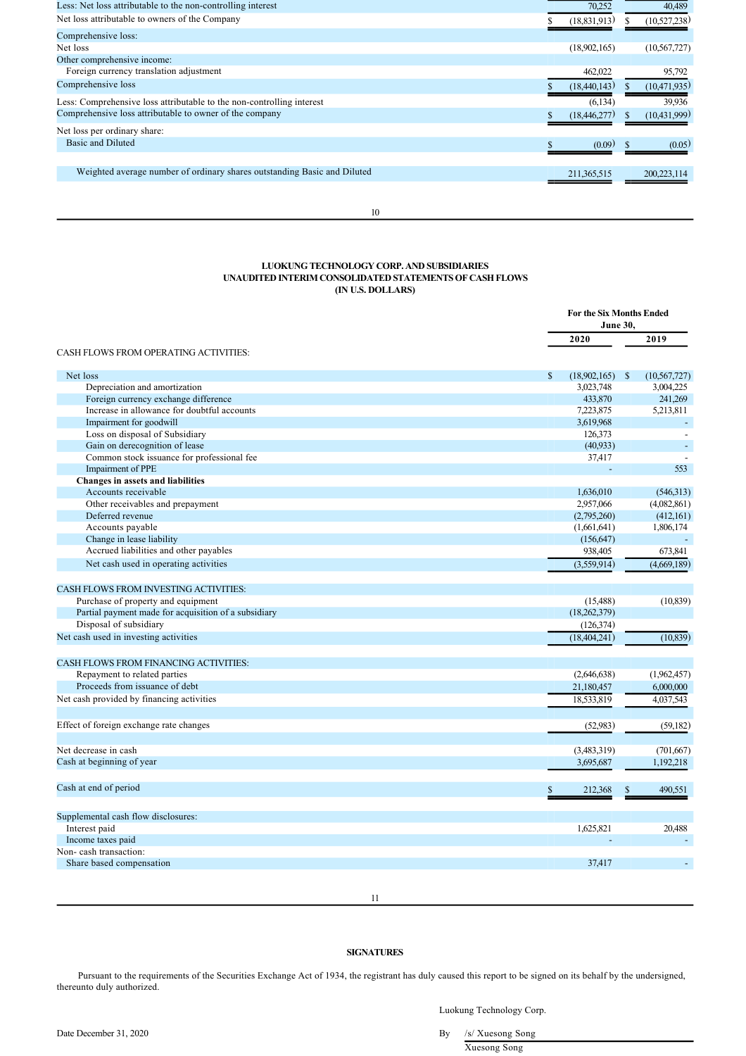| | | |
|---|---|---|
| Less: Net loss attributable to the non-controlling interest | 70,252 | 40,489 |
| Net loss attributable to owners of the Company | $ (18,831,913) | $ (10,527,238) |
| Comprehensive loss: | | |
| Net loss | (18,902,165) | (10,567,727) |
| Other comprehensive income: | | |
| Foreign currency translation adjustment | 462,022 | 95,792 |
| Comprehensive loss | $ (18,440,143) | $ (10,471,935) |
| Less: Comprehensive loss attributable to the non-controlling interest | (6,134) | 39,936 |
| Comprehensive loss attributable to owner of the company | $ (18,446,277) | $ (10,431,999) |
| Net loss per ordinary share: | | |
| Basic and Diluted | $ (0.09) | $ (0.05) |
| Weighted average number of ordinary shares outstanding Basic and Diluted | 211,365,515 | 200,223,114 |

**LUOKUNG TECHNOLOGY CORP. AND SUBSIDIARIES**
**UNAUDITED INTERIM CONSOLIDATED STATEMENTS OF CASH FLOWS**
**(IN U.S. DOLLARS)**

| | For the Six Months Ended June 30, | |
|---|---|---|
| | **2020** | **2019** |
| CASH FLOWS FROM OPERATING ACTIVITIES: | | |
| Net loss | $ (18,902,165) | $ (10,567,727) |
| Depreciation and amortization | 3,023,748 | 3,004,225 |
| Foreign currency exchange difference | 433,870 | 241,269 |
| Increase in allowance for doubtful accounts | 7,223,875 | 5,213,811 |
| Impairment for goodwill | 3,619,968 | - |
| Loss on disposal of Subsidiary | 126,373 | - |
| Gain on derecognition of lease | (40,933) | - |
| Common stock issuance for professional fee | 37,417 | - |
| Impairment of PPE | - | 553 |
| **Changes in assets and liabilities** | | |
| Accounts receivable | 1,636,010 | (546,313) |
| Other receivables and prepayment | 2,957,066 | (4,082,861) |
| Deferred revenue | (2,795,260) | (412,161) |
| Accounts payable | (1,661,641) | 1,806,174 |
| Change in lease liability | (156,647) | - |
| Accrued liabilities and other payables | 938,405 | 673,841 |
| Net cash used in operating activities | (3,559,914) | (4,669,189) |
| CASH FLOWS FROM INVESTING ACTIVITIES: | | |
| Purchase of property and equipment | (15,488) | (10,839) |
| Partial payment made for acquisition of a subsidiary | (18,262,379) | |
| Disposal of subsidiary | (126,374) | |
| Net cash used in investing activities | (18,404,241) | (10,839) |
| CASH FLOWS FROM FINANCING ACTIVITIES: | | |
| Repayment to related parties | (2,646,638) | (1,962,457) |
| Proceeds from issuance of debt | 21,180,457 | 6,000,000 |
| Net cash provided by financing activities | 18,533,819 | 4,037,543 |
| Effect of foreign exchange rate changes | (52,983) | (59,182) |
| Net decrease in cash | (3,483,319) | (701,667) |
| Cash at beginning of year | 3,695,687 | 1,192,218 |
| Cash at end of period | $ 212,368 | $ 490,551 |
| Supplemental cash flow disclosures: | | |
| Interest paid | 1,625,821 | 20,488 |
| Income taxes paid | - | - |
| Non- cash transaction: | | |
| Share based compensation | 37,417 | - |

**SIGNATURES**

Pursuant to the requirements of the Securities Exchange Act of 1934, the registrant has duly caused this report to be signed on its behalf by the undersigned, thereunto duly authorized.

Luokung Technology Corp.

Date December 31, 2020

By /s/ Xuesong Song
Xuesong Song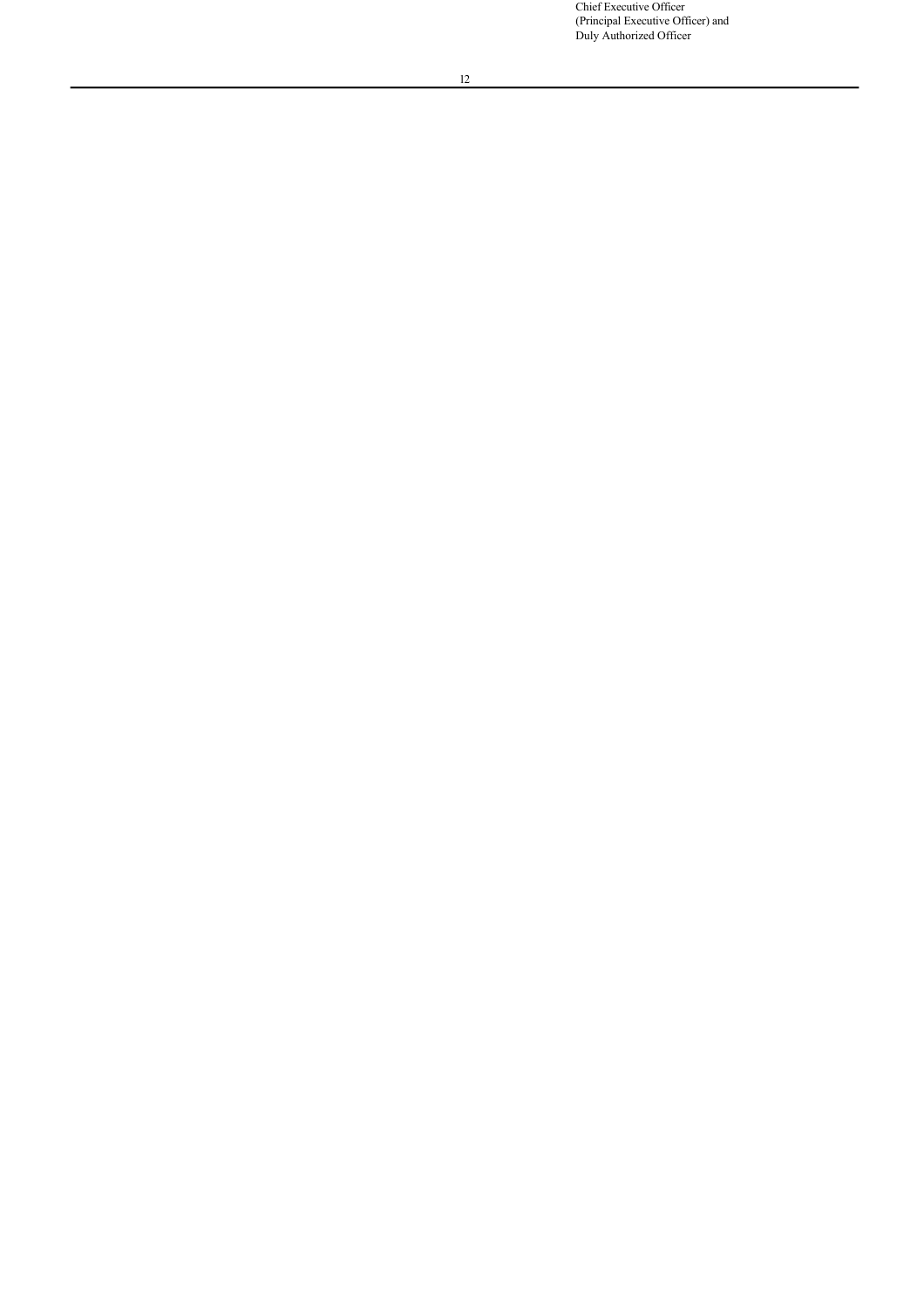Chief Executive Officer
(Principal Executive Officer) and
Duly Authorized Officer